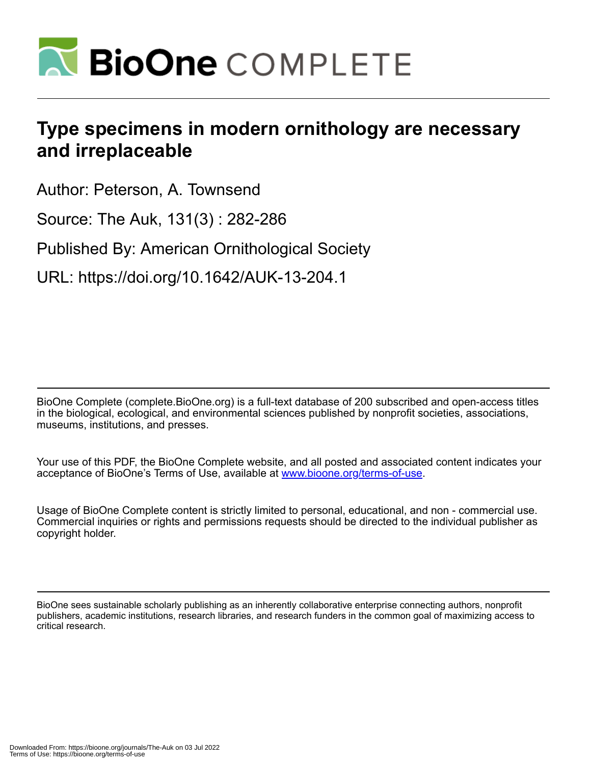# Type specimens in modern ornithology are necessary and irreplaceable

Author: Peterson, A. Townsend

Source: The Auk, 131(3) : 282-286

Published By: American Ornithological Society

URL: https://doi.org/10.1642/AUK-13-204.1

BioOne Complete (complete.BioOne.org) is a full-text database of 200 subscribed and open-access titles in the biological, ecological, and environmental sciences published by nonprofit societies, associations, museums, institutions, and presses.

Your use of this PDF, the BioOne Complete website, and all posted and associated content indicates your acceptance of BioOne's Terms of Use, available at www.bioone.org/terms-of-use.

Usage of BioOne Complete content is strictly limited to personal, educational, and non - commercial use. Commercial inquiries or rights and permissions requests should be directed to the individual publisher as copyright holder.

BioOne sees sustainable scholarly publishing as an inherently collaborative enterprise connecting authors, nonprofit publishers, academic institutions, research libraries, and research funders in the common goal of maximizing access to critical research.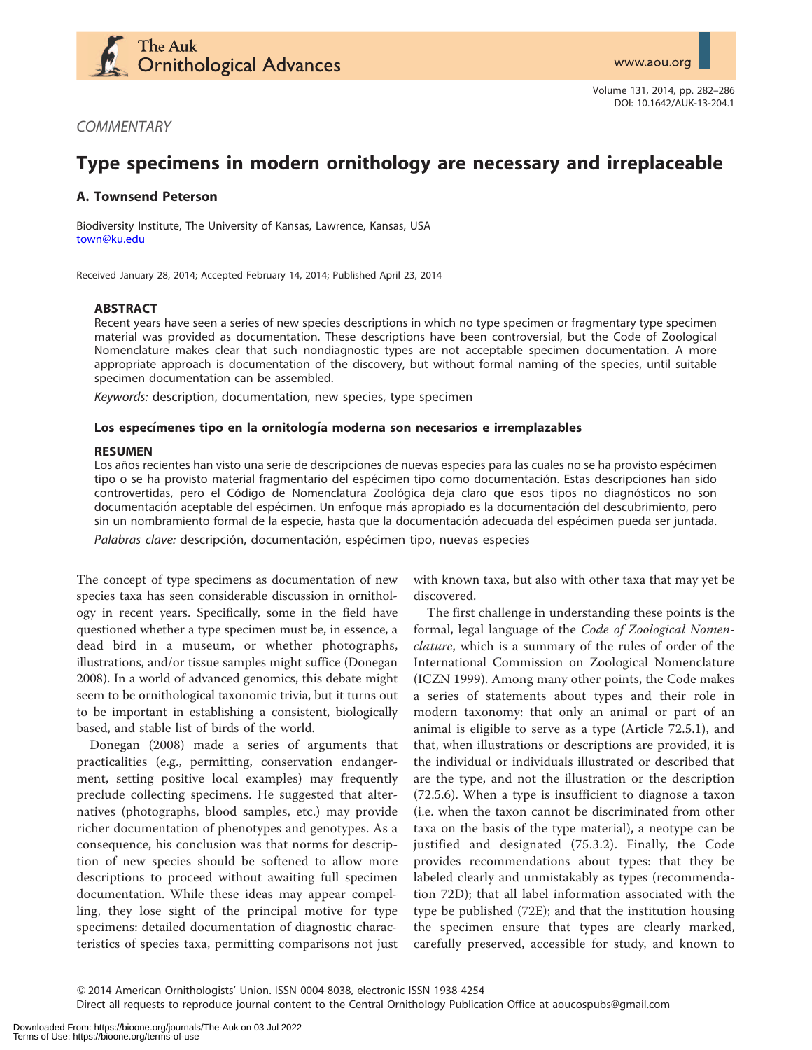*COMMENTARY*

# Type specimens in modern ornithology are necessary and irreplaceable

**A. Townsend Peterson**

Biodiversity Institute, The University of Kansas, Lawrence, Kansas, USA
town@ku.edu

Received January 28, 2014; Accepted February 14, 2014; Published April 23, 2014

## ABSTRACT

Recent years have seen a series of new species descriptions in which no type specimen or fragmentary type specimen material was provided as documentation. These descriptions have been controversial, but the Code of Zoological Nomenclature makes clear that such nondiagnostic types are not acceptable specimen documentation. A more appropriate approach is documentation of the discovery, but without formal naming of the species, until suitable specimen documentation can be assembled.

*Keywords:* description, documentation, new species, type specimen

### Los especímenes tipo en la ornitología moderna son necesarios e irremplazables

## RESUMEN

Los años recientes han visto una serie de descripciones de nuevas especies para las cuales no se ha provisto espécimen tipo o se ha provisto material fragmentario del espécimen tipo como documentación. Estas descripciones han sido controvertidas, pero el Código de Nomenclatura Zoológica deja claro que esos tipos no diagnósticos no son documentación aceptable del espécimen. Un enfoque más apropiado es la documentación del descubrimiento, pero sin un nombramiento formal de la especie, hasta que la documentación adecuada del espécimen pueda ser juntada.

*Palabras clave:* descripción, documentación, espécimen tipo, nuevas especies

The concept of type specimens as documentation of new species taxa has seen considerable discussion in ornithology in recent years. Specifically, some in the field have questioned whether a type specimen must be, in essence, a dead bird in a museum, or whether photographs, illustrations, and/or tissue samples might suffice (Donegan 2008). In a world of advanced genomics, this debate might seem to be ornithological taxonomic trivia, but it turns out to be important in establishing a consistent, biologically based, and stable list of birds of the world.

Donegan (2008) made a series of arguments that practicalities (e.g., permitting, conservation endangerment, setting positive local examples) may frequently preclude collecting specimens. He suggested that alternatives (photographs, blood samples, etc.) may provide richer documentation of phenotypes and genotypes. As a consequence, his conclusion was that norms for description of new species should be softened to allow more descriptions to proceed without awaiting full specimen documentation. While these ideas may appear compelling, they lose sight of the principal motive for type specimens: detailed documentation of diagnostic characteristics of species taxa, permitting comparisons not just with known taxa, but also with other taxa that may yet be discovered.

The first challenge in understanding these points is the formal, legal language of the *Code of Zoological Nomenclature*, which is a summary of the rules of order of the International Commission on Zoological Nomenclature (ICZN 1999). Among many other points, the Code makes a series of statements about types and their role in modern taxonomy: that only an animal or part of an animal is eligible to serve as a type (Article 72.5.1), and that, when illustrations or descriptions are provided, it is the individual or individuals illustrated or described that are the type, and not the illustration or the description (72.5.6). When a type is insufficient to diagnose a taxon (i.e. when the taxon cannot be discriminated from other taxa on the basis of the type material), a neotype can be justified and designated (75.3.2). Finally, the Code provides recommendations about types: that they be labeled clearly and unmistakably as types (recommendation 72D); that all label information associated with the type be published (72E); and that the institution housing the specimen ensure that types are clearly marked, carefully preserved, accessible for study, and known to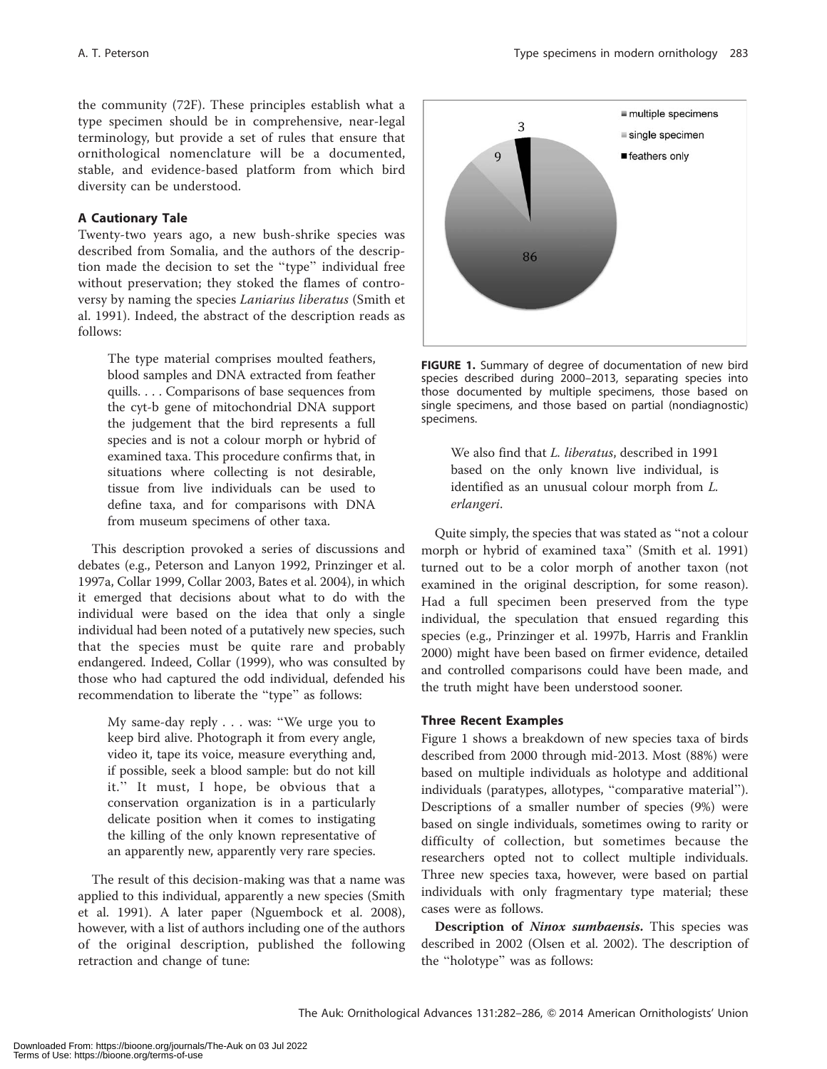the community (72F). These principles establish what a type specimen should be in comprehensive, near-legal terminology, but provide a set of rules that ensure that ornithological nomenclature will be a documented, stable, and evidence-based platform from which bird diversity can be understood.

### A Cautionary Tale

Twenty-two years ago, a new bush-shrike species was described from Somalia, and the authors of the description made the decision to set the "type" individual free without preservation; they stoked the flames of controversy by naming the species *Laniarius liberatus* (Smith et al. 1991). Indeed, the abstract of the description reads as follows:

> The type material comprises moulted feathers, blood samples and DNA extracted from feather quills. . . . Comparisons of base sequences from the cyt-b gene of mitochondrial DNA support the judgement that the bird represents a full species and is not a colour morph or hybrid of examined taxa. This procedure confirms that, in situations where collecting is not desirable, tissue from live individuals can be used to define taxa, and for comparisons with DNA from museum specimens of other taxa.

This description provoked a series of discussions and debates (e.g., Peterson and Lanyon 1992, Prinzinger et al. 1997a, Collar 1999, Collar 2003, Bates et al. 2004), in which it emerged that decisions about what to do with the individual were based on the idea that only a single individual had been noted of a putatively new species, such that the species must be quite rare and probably endangered. Indeed, Collar (1999), who was consulted by those who had captured the odd individual, defended his recommendation to liberate the "type" as follows:

> My same-day reply . . . was: "We urge you to keep bird alive. Photograph it from every angle, video it, tape its voice, measure everything and, if possible, seek a blood sample: but do not kill it." It must, I hope, be obvious that a conservation organization is in a particularly delicate position when it comes to instigating the killing of the only known representative of an apparently new, apparently very rare species.

The result of this decision-making was that a name was applied to this individual, apparently a new species (Smith et al. 1991). A later paper (Nguembock et al. 2008), however, with a list of authors including one of the authors of the original description, published the following retraction and change of tune:

multiple specimens
single specimen
feathers only
3
9
86

**FIGURE 1.** Summary of degree of documentation of new bird species described during 2000–2013, separating species into those documented by multiple specimens, those based on single specimens, and those based on partial (nondiagnostic) specimens.

> We also find that *L. liberatus*, described in 1991 based on the only known live individual, is identified as an unusual colour morph from *L. erlangeri*.

Quite simply, the species that was stated as "not a colour morph or hybrid of examined taxa" (Smith et al. 1991) turned out to be a color morph of another taxon (not examined in the original description, for some reason). Had a full specimen been preserved from the type individual, the speculation that ensued regarding this species (e.g., Prinzinger et al. 1997b, Harris and Franklin 2000) might have been based on firmer evidence, detailed and controlled comparisons could have been made, and the truth might have been understood sooner.

### Three Recent Examples

Figure 1 shows a breakdown of new species taxa of birds described from 2000 through mid-2013. Most (88%) were based on multiple individuals as holotype and additional individuals (paratypes, allotypes, "comparative material"). Descriptions of a smaller number of species (9%) were based on single individuals, sometimes owing to rarity or difficulty of collection, but sometimes because the researchers opted not to collect multiple individuals. Three new species taxa, however, were based on partial individuals with only fragmentary type material; these cases were as follows.

**Description of *Ninox sumbaensis*.** This species was described in 2002 (Olsen et al. 2002). The description of the "holotype" was as follows: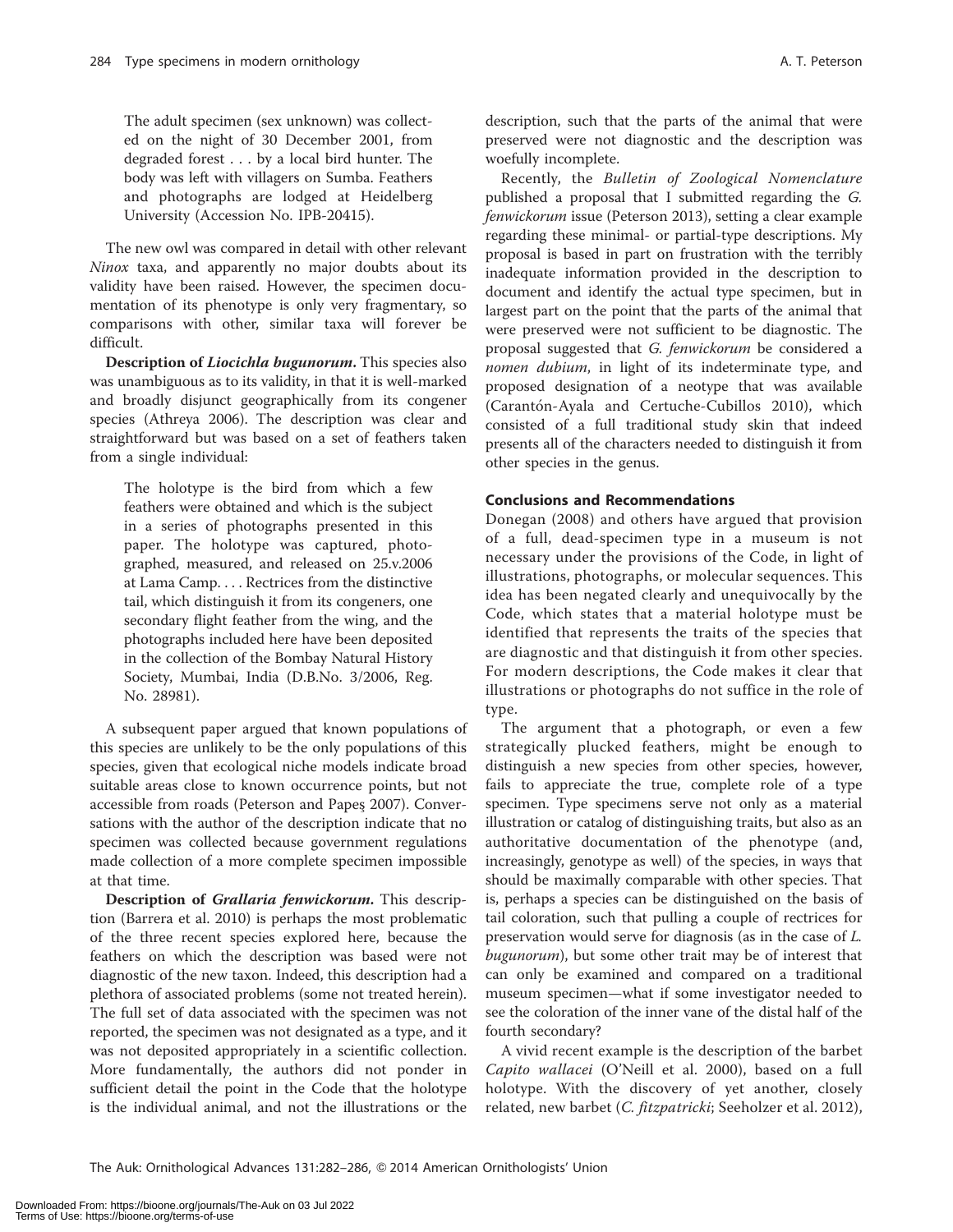> The adult specimen (sex unknown) was collected on the night of 30 December 2001, from degraded forest . . . by a local bird hunter. The body was left with villagers on Sumba. Feathers and photographs are lodged at Heidelberg University (Accession No. IPB-20415).

The new owl was compared in detail with other relevant *Ninox* taxa, and apparently no major doubts about its validity have been raised. However, the specimen documentation of its phenotype is only very fragmentary, so comparisons with other, similar taxa will forever be difficult.

**Description of *Liocichla bugunorum*.** This species also was unambiguous as to its validity, in that it is well-marked and broadly disjunct geographically from its congener species (Athreya 2006). The description was clear and straightforward but was based on a set of feathers taken from a single individual:

> The holotype is the bird from which a few feathers were obtained and which is the subject in a series of photographs presented in this paper. The holotype was captured, photographed, measured, and released on 25.v.2006 at Lama Camp. . . . Rectrices from the distinctive tail, which distinguish it from its congeners, one secondary flight feather from the wing, and the photographs included here have been deposited in the collection of the Bombay Natural History Society, Mumbai, India (D.B.No. 3/2006, Reg. No. 28981).

A subsequent paper argued that known populations of this species are unlikely to be the only populations of this species, given that ecological niche models indicate broad suitable areas close to known occurrence points, but not accessible from roads (Peterson and Papeş 2007). Conversations with the author of the description indicate that no specimen was collected because government regulations made collection of a more complete specimen impossible at that time.

**Description of *Grallaria fenwickorum*.** This description (Barrera et al. 2010) is perhaps the most problematic of the three recent species explored here, because the feathers on which the description was based were not diagnostic of the new taxon. Indeed, this description had a plethora of associated problems (some not treated herein). The full set of data associated with the specimen was not reported, the specimen was not designated as a type, and it was not deposited appropriately in a scientific collection. More fundamentally, the authors did not ponder in sufficient detail the point in the Code that the holotype is the individual animal, and not the illustrations or the description, such that the parts of the animal that were preserved were not diagnostic and the description was woefully incomplete.

Recently, the *Bulletin of Zoological Nomenclature* published a proposal that I submitted regarding the *G. fenwickorum* issue (Peterson 2013), setting a clear example regarding these minimal- or partial-type descriptions. My proposal is based in part on frustration with the terribly inadequate information provided in the description to document and identify the actual type specimen, but in largest part on the point that the parts of the animal that were preserved were not sufficient to be diagnostic. The proposal suggested that *G. fenwickorum* be considered a *nomen dubium*, in light of its indeterminate type, and proposed designation of a neotype that was available (Carantón-Ayala and Certuche-Cubillos 2010), which consisted of a full traditional study skin that indeed presents all of the characters needed to distinguish it from other species in the genus.

## Conclusions and Recommendations

Donegan (2008) and others have argued that provision of a full, dead-specimen type in a museum is not necessary under the provisions of the Code, in light of illustrations, photographs, or molecular sequences. This idea has been negated clearly and unequivocally by the Code, which states that a material holotype must be identified that represents the traits of the species that are diagnostic and that distinguish it from other species. For modern descriptions, the Code makes it clear that illustrations or photographs do not suffice in the role of type.

The argument that a photograph, or even a few strategically plucked feathers, might be enough to distinguish a new species from other species, however, fails to appreciate the true, complete role of a type specimen. Type specimens serve not only as a material illustration or catalog of distinguishing traits, but also as an authoritative documentation of the phenotype (and, increasingly, genotype as well) of the species, in ways that should be maximally comparable with other species. That is, perhaps a species can be distinguished on the basis of tail coloration, such that pulling a couple of rectrices for preservation would serve for diagnosis (as in the case of *L. bugunorum*), but some other trait may be of interest that can only be examined and compared on a traditional museum specimen—what if some investigator needed to see the coloration of the inner vane of the distal half of the fourth secondary?

A vivid recent example is the description of the barbet *Capito wallacei* (O'Neill et al. 2000), based on a full holotype. With the discovery of yet another, closely related, new barbet (*C. fitzpatricki*; Seeholzer et al. 2012),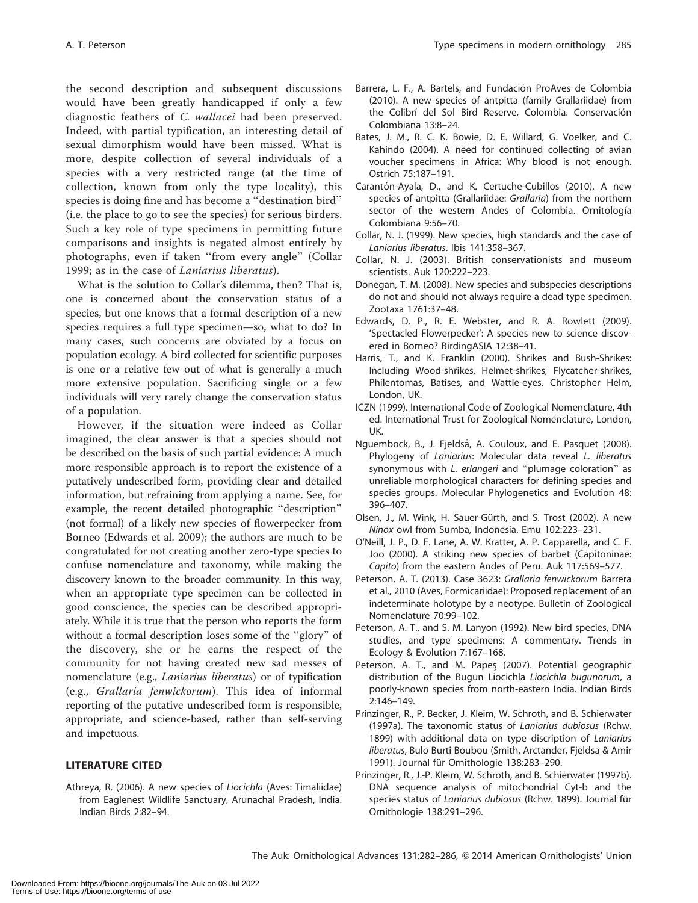the second description and subsequent discussions would have been greatly handicapped if only a few diagnostic feathers of *C. wallacei* had been preserved. Indeed, with partial typification, an interesting detail of sexual dimorphism would have been missed. What is more, despite collection of several individuals of a species with a very restricted range (at the time of collection, known from only the type locality), this species is doing fine and has become a ''destination bird'' (i.e. the place to go to see the species) for serious birders. Such a key role of type specimens in permitting future comparisons and insights is negated almost entirely by photographs, even if taken ''from every angle'' (Collar 1999; as in the case of *Laniarius liberatus*).

What is the solution to Collar's dilemma, then? That is, one is concerned about the conservation status of a species, but one knows that a formal description of a new species requires a full type specimen—so, what to do? In many cases, such concerns are obviated by a focus on population ecology. A bird collected for scientific purposes is one or a relative few out of what is generally a much more extensive population. Sacrificing single or a few individuals will very rarely change the conservation status of a population.

However, if the situation were indeed as Collar imagined, the clear answer is that a species should not be described on the basis of such partial evidence: A much more responsible approach is to report the existence of a putatively undescribed form, providing clear and detailed information, but refraining from applying a name. See, for example, the recent detailed photographic ''description'' (not formal) of a likely new species of flowerpecker from Borneo (Edwards et al. 2009); the authors are much to be congratulated for not creating another zero-type species to confuse nomenclature and taxonomy, while making the discovery known to the broader community. In this way, when an appropriate type specimen can be collected in good conscience, the species can be described appropriately. While it is true that the person who reports the form without a formal description loses some of the ''glory'' of the discovery, she or he earns the respect of the community for not having created new sad messes of nomenclature (e.g., *Laniarius liberatus*) or of typification (e.g., *Grallaria fenwickorum*). This idea of informal reporting of the putative undescribed form is responsible, appropriate, and science-based, rather than self-serving and impetuous.

## LITERATURE CITED

Athreya, R. (2006). A new species of *Liocichla* (Aves: Timaliidae) from Eaglenest Wildlife Sanctuary, Arunachal Pradesh, India. Indian Birds 2:82–94.

Barrera, L. F., A. Bartels, and Fundación ProAves de Colombia (2010). A new species of antpitta (family Grallariidae) from the Colibrí del Sol Bird Reserve, Colombia. Conservación Colombiana 13:8–24.

Bates, J. M., R. C. K. Bowie, D. E. Willard, G. Voelker, and C. Kahindo (2004). A need for continued collecting of avian voucher specimens in Africa: Why blood is not enough. Ostrich 75:187–191.

Carantón-Ayala, D., and K. Certuche-Cubillos (2010). A new species of antpitta (Grallariidae: *Grallaria*) from the northern sector of the western Andes of Colombia. Ornitología Colombiana 9:56–70.

Collar, N. J. (1999). New species, high standards and the case of *Laniarius liberatus*. Ibis 141:358–367.

Collar, N. J. (2003). British conservationists and museum scientists. Auk 120:222–223.

Donegan, T. M. (2008). New species and subspecies descriptions do not and should not always require a dead type specimen. Zootaxa 1761:37–48.

Edwards, D. P., R. E. Webster, and R. A. Rowlett (2009). 'Spectacled Flowerpecker': A species new to science discovered in Borneo? BirdingASIA 12:38–41.

Harris, T., and K. Franklin (2000). Shrikes and Bush-Shrikes: Including Wood-shrikes, Helmet-shrikes, Flycatcher-shrikes, Philentomas, Batises, and Wattle-eyes. Christopher Helm, London, UK.

ICZN (1999). International Code of Zoological Nomenclature, 4th ed. International Trust for Zoological Nomenclature, London, UK.

Nguembock, B., J. Fjeldså, A. Couloux, and E. Pasquet (2008). Phylogeny of *Laniarius*: Molecular data reveal *L. liberatus* synonymous with *L. erlangeri* and ''plumage coloration'' as unreliable morphological characters for defining species and species groups. Molecular Phylogenetics and Evolution 48: 396–407.

Olsen, J., M. Wink, H. Sauer-Gürth, and S. Trost (2002). A new *Ninox* owl from Sumba, Indonesia. Emu 102:223–231.

O'Neill, J. P., D. F. Lane, A. W. Kratter, A. P. Capparella, and C. F. Joo (2000). A striking new species of barbet (Capitoninae: *Capito*) from the eastern Andes of Peru. Auk 117:569–577.

Peterson, A. T. (2013). Case 3623: *Grallaria fenwickorum* Barrera et al., 2010 (Aves, Formicariidae): Proposed replacement of an indeterminate holotype by a neotype. Bulletin of Zoological Nomenclature 70:99–102.

Peterson, A. T., and S. M. Lanyon (1992). New bird species, DNA studies, and type specimens: A commentary. Trends in Ecology & Evolution 7:167–168.

Peterson, A. T., and M. Papeş (2007). Potential geographic distribution of the Bugun Liocichla *Liocichla bugunorum*, a poorly-known species from north-eastern India. Indian Birds 2:146–149.

Prinzinger, R., P. Becker, J. Kleim, W. Schroth, and B. Schierwater (1997a). The taxonomic status of *Laniarius dubiosus* (Rchw. 1899) with additional data on type discription of *Laniarius liberatus*, Bulo Burti Boubou (Smith, Arctander, Fjeldsa & Amir 1991). Journal für Ornithologie 138:283–290.

Prinzinger, R., J.-P. Kleim, W. Schroth, and B. Schierwater (1997b). DNA sequence analysis of mitochondrial Cyt-b and the species status of *Laniarius dubiosus* (Rchw. 1899). Journal für Ornithologie 138:291–296.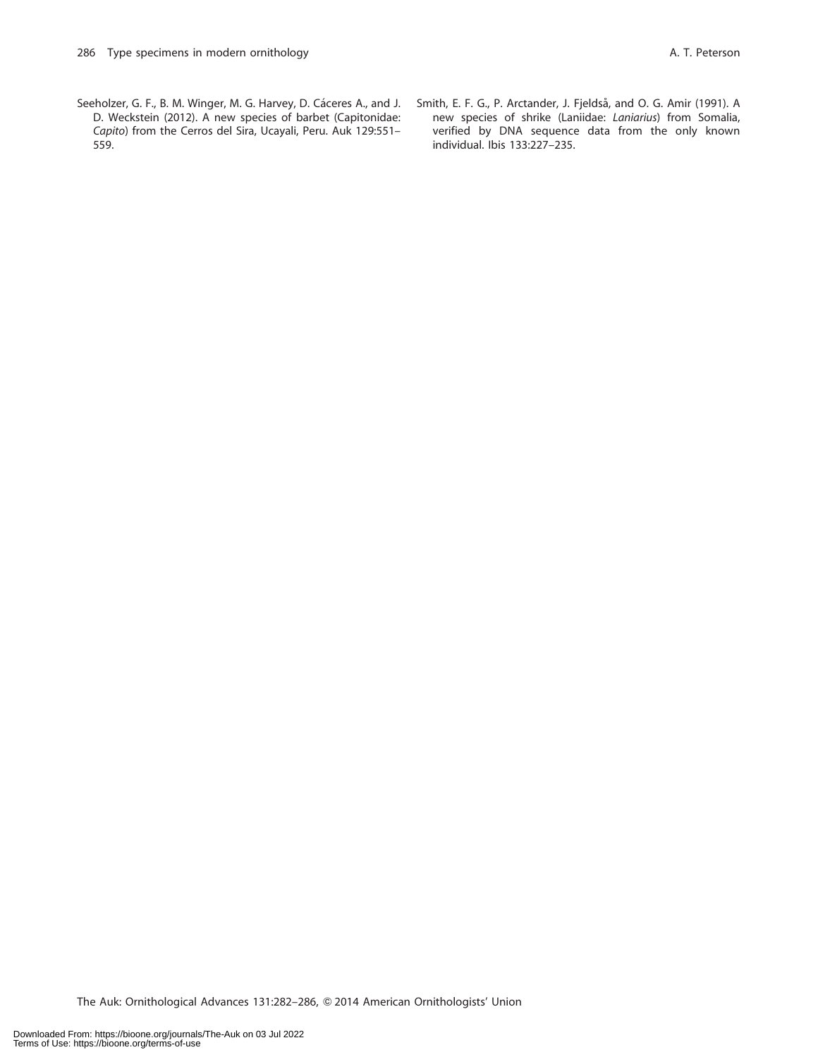Seeholzer, G. F., B. M. Winger, M. G. Harvey, D. Cáceres A., and J. D. Weckstein (2012). A new species of barbet (Capitonidae: *Capito*) from the Cerros del Sira, Ucayali, Peru. Auk 129:551–559.

Smith, E. F. G., P. Arctander, J. Fjeldså, and O. G. Amir (1991). A new species of shrike (Laniidae: *Laniarius*) from Somalia, verified by DNA sequence data from the only known individual. Ibis 133:227–235.